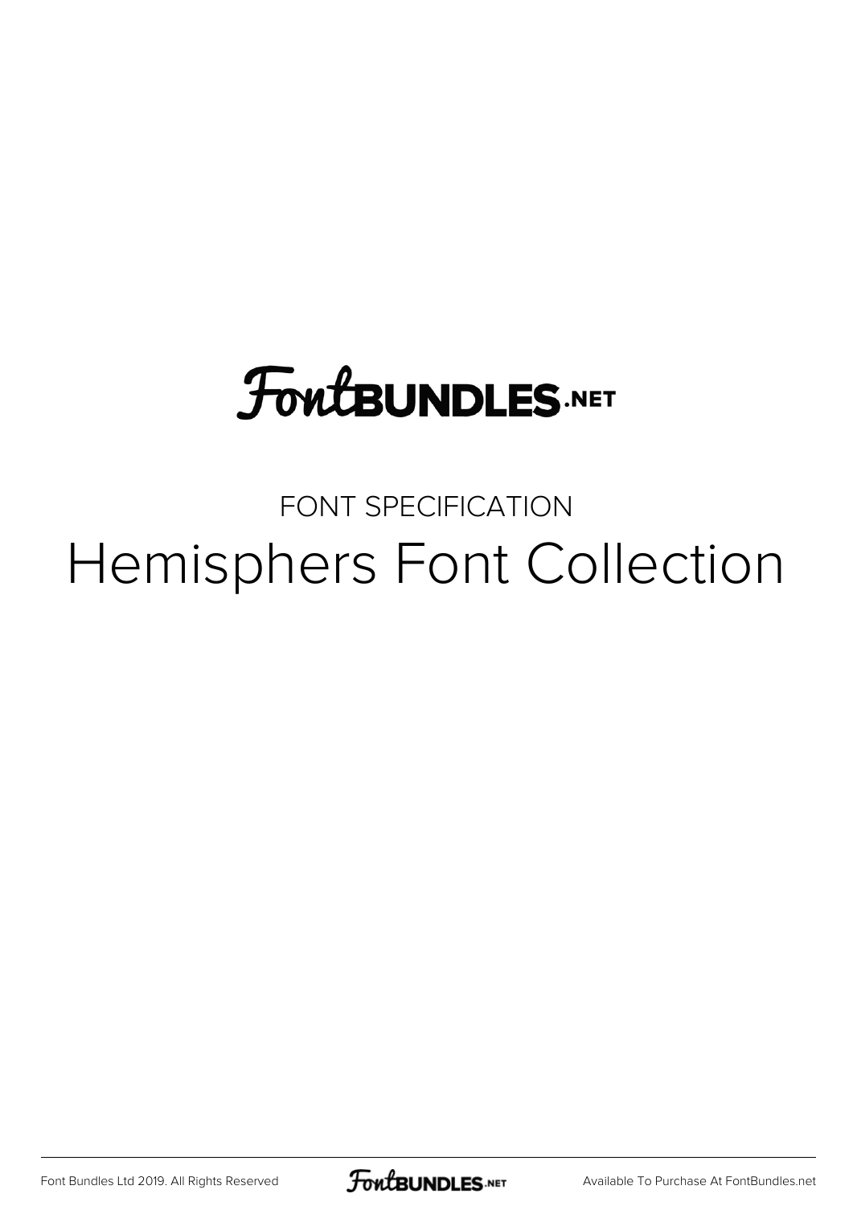# FontBUNDLES.NET

FONT SPECIFICATION

## Hemisphers Font Collection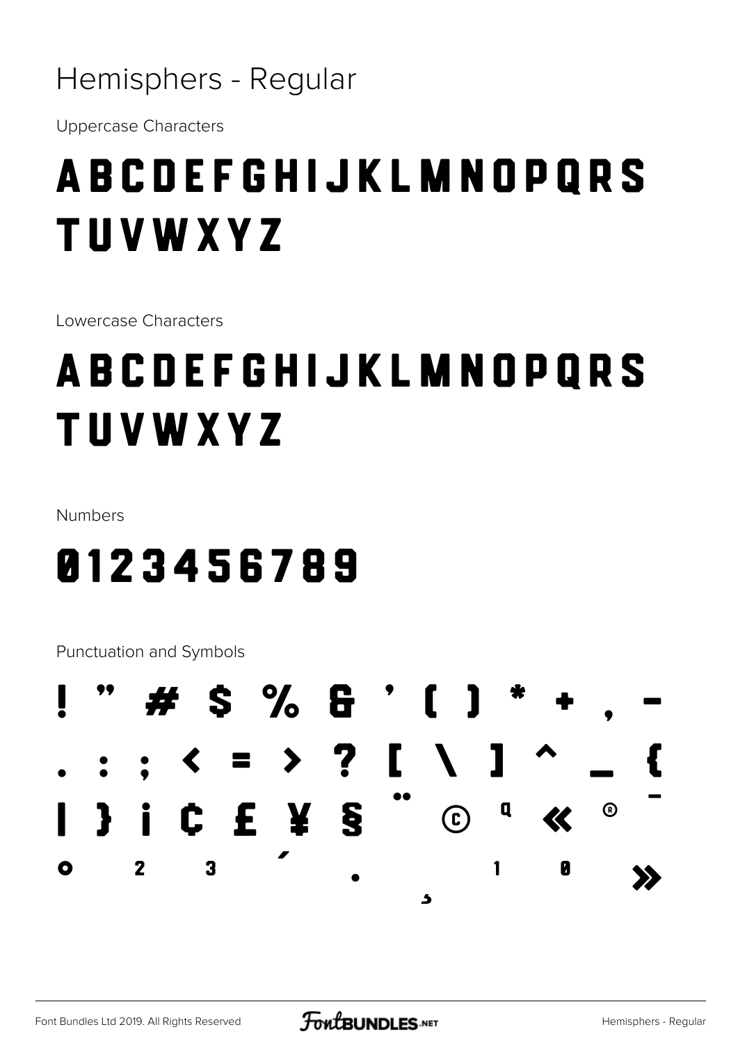# Hemisphers - Regular

Uppercase Characters

ABCDEFGHIJKLMNOPQRS
TUVWXYZ

Lowercase Characters

ABCDEFGHIJKLMNOPQRS
TUVWXYZ

Numbers

0123456789

Punctuation and Symbols

! " # $ % & ' ( ) * + , -
. : ; < = > ? [ \ ] ^ _ {
| } ¡ ¢ £ ¥ § ¨ © ª « ® ¯
° ² ³ ´ · ¸ ¹ º »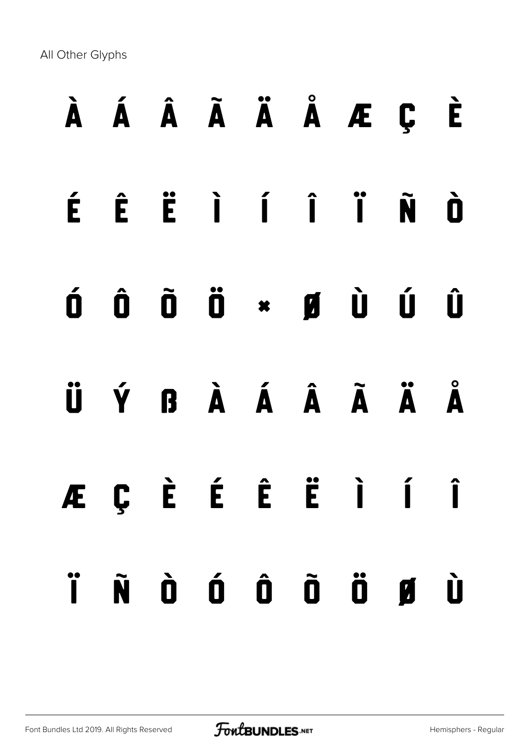All Other Glyphs

À Á Â Ã Ä Å Æ Ç È

É Ê Ë Ì Í Î Ï Ñ Ò

Ó Ô Õ Ö × Ø Ù Ú Û

Ü Ý ß à á â ã ä å

æ ç è é ê ë ì í î

ï ñ ò ó ô õ ö ø ù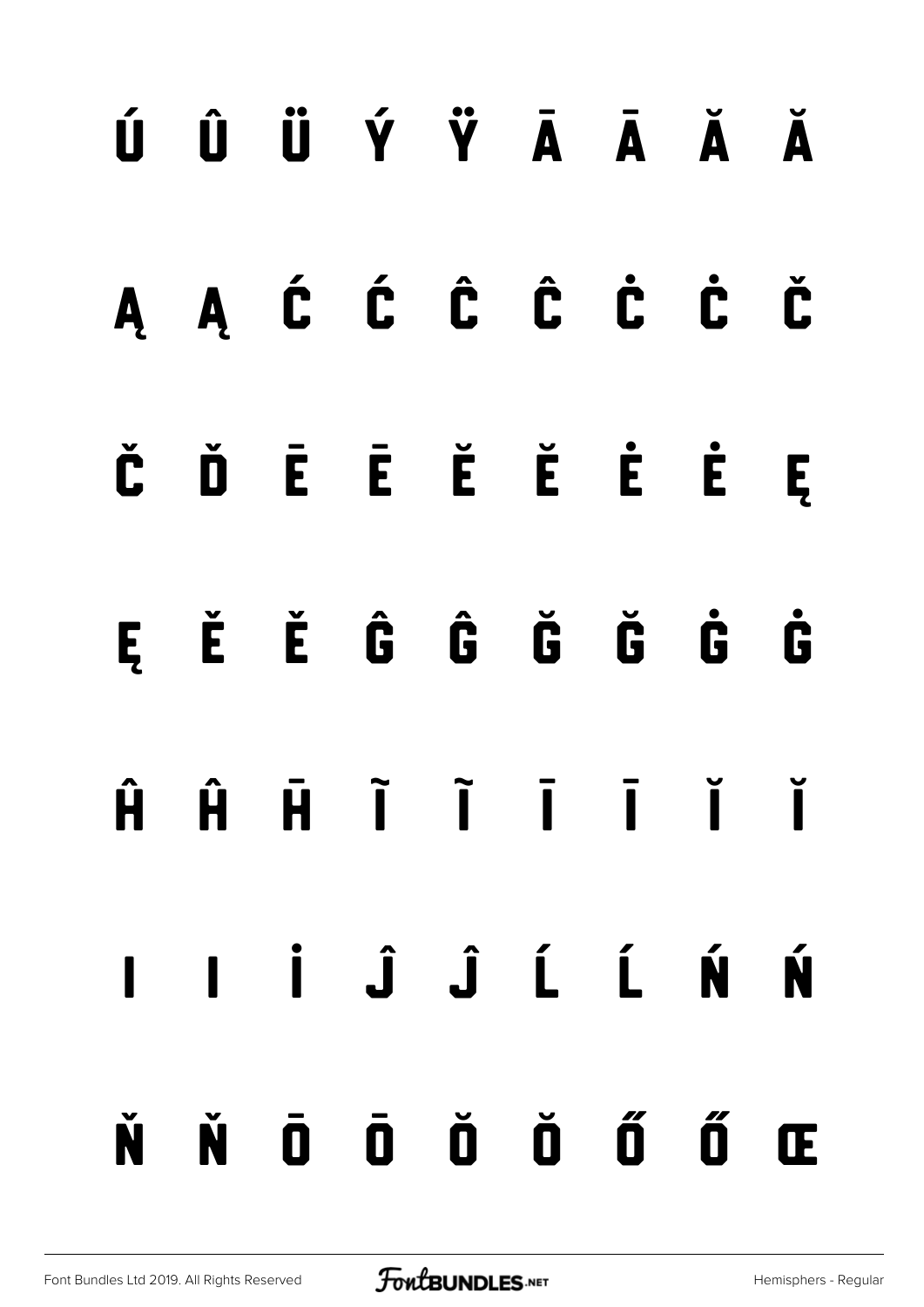Ú Û Ü Ý Ÿ Ā Ā Ă Ă

Ą Ą Ć Ć Ĉ Ĉ Ċ Ċ Č

Č Ď Ē Ē Ĕ Ĕ Ė Ė Ę

Ę Ě Ě Ĝ Ĝ Ğ Ğ Ġ Ġ

Ĥ Ĥ Ħ Ĩ Ĩ Ī Ī Ĭ Ĭ

Į Į İ Ĵ Ĵ Ĺ Ĺ Ń Ń

Ň Ň Ō Ō Ŏ Ŏ Ő Ő Œ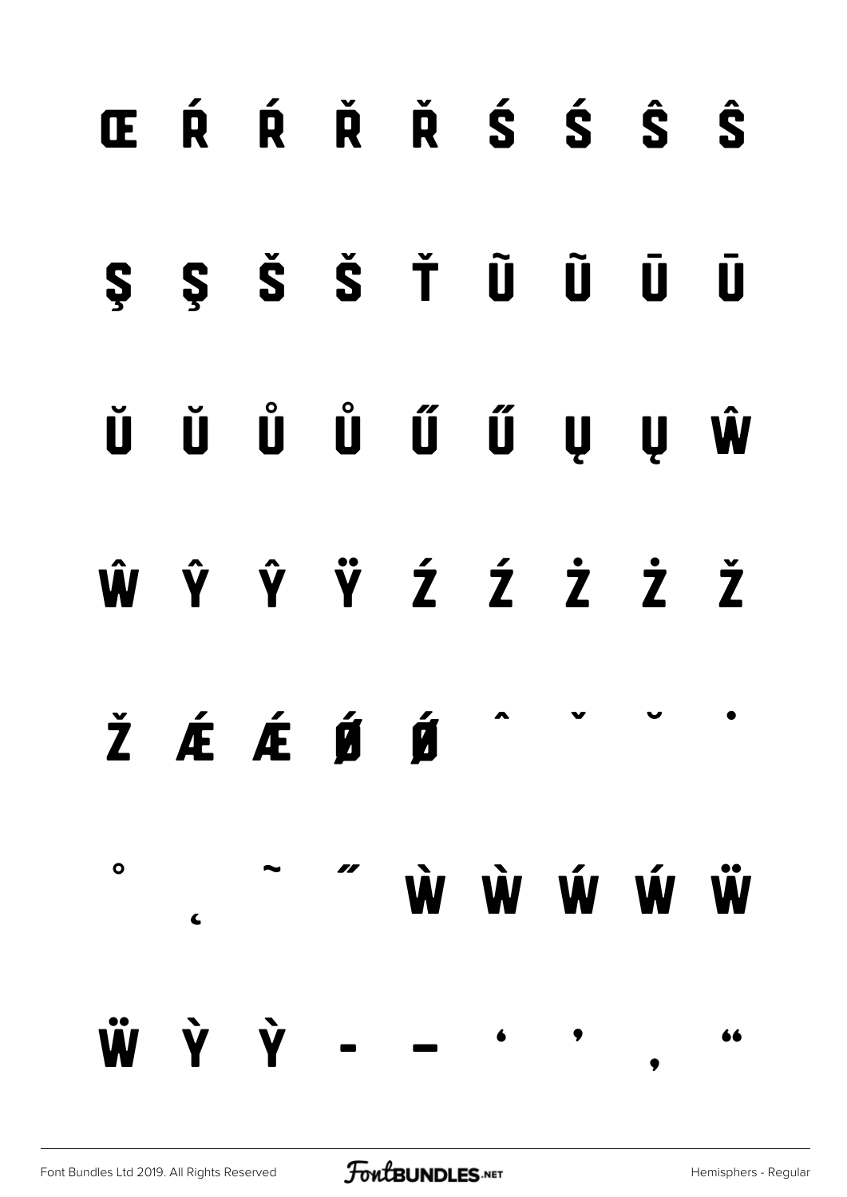Œ Ŕ Ŕ Ř Ř Ś Ś Ŝ Ŝ

Ş Ş Š Š Ť Ũ Ũ Ū Ū

Ŭ Ŭ Ů Ů Ű Ű Ų Ų Ŵ

Ŵ Ŷ Ŷ Ÿ Ź Ź Ż Ż Ž

Ž Ǽ Ǽ Ǿ Ǿ ˆ ˇ ˘ ˙

˚ ˛ ˜ ˝ Ẁ Ẁ Ẃ Ẃ Ẅ

Ẅ Ỳ Ỳ – — ‘ ’ ‚ “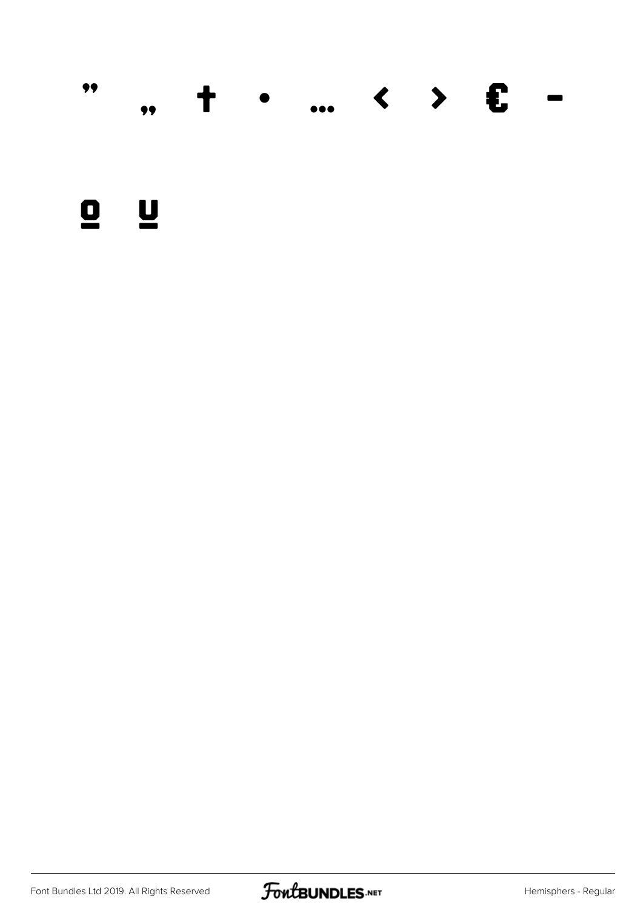” „ † • … ‹ › € –

º ª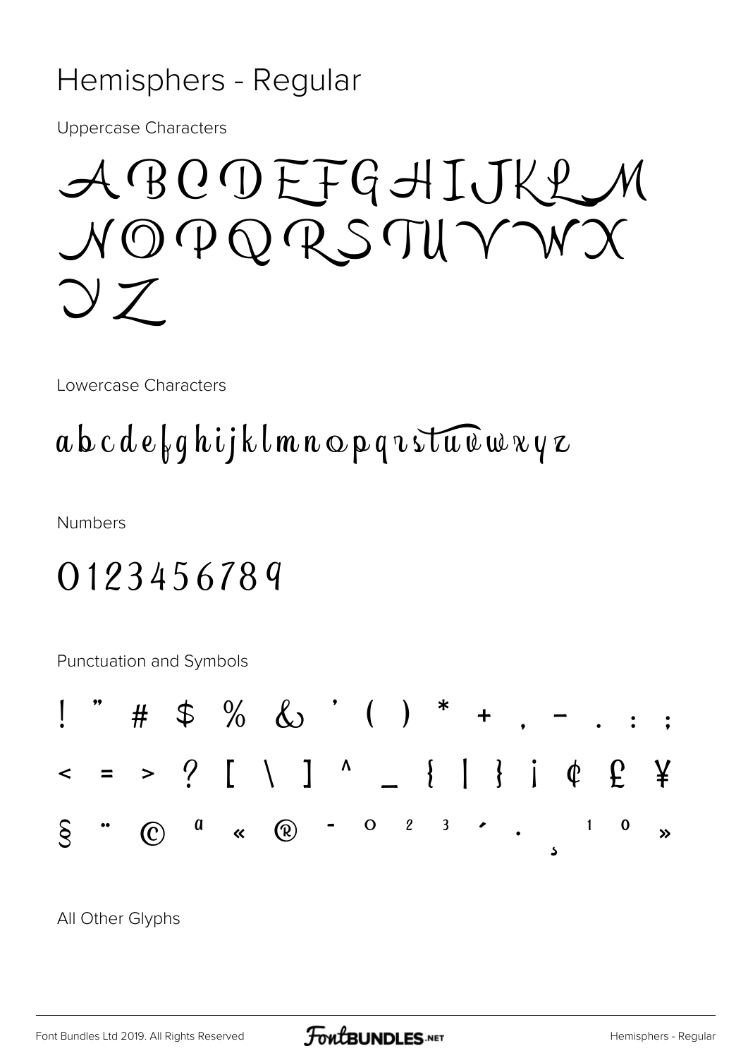# Hemisphers - Regular

Uppercase Characters

A B C D E F G H I J K L M N O P Q R S T U V W X Y Z

Lowercase Characters

a b c d e f g h i j k l m n o p q r s t u v w x y z

Numbers

0 1 2 3 4 5 6 7 8 9

Punctuation and Symbols

! " # $ % & ' ( ) * + , - . : ;

< = > ? [ \ ] ^ _ { | } ¡ ¢ £ ¥

§ ¨ © ª « ® ¯ ° ² ³ ´ · ¸ ¹ º »

All Other Glyphs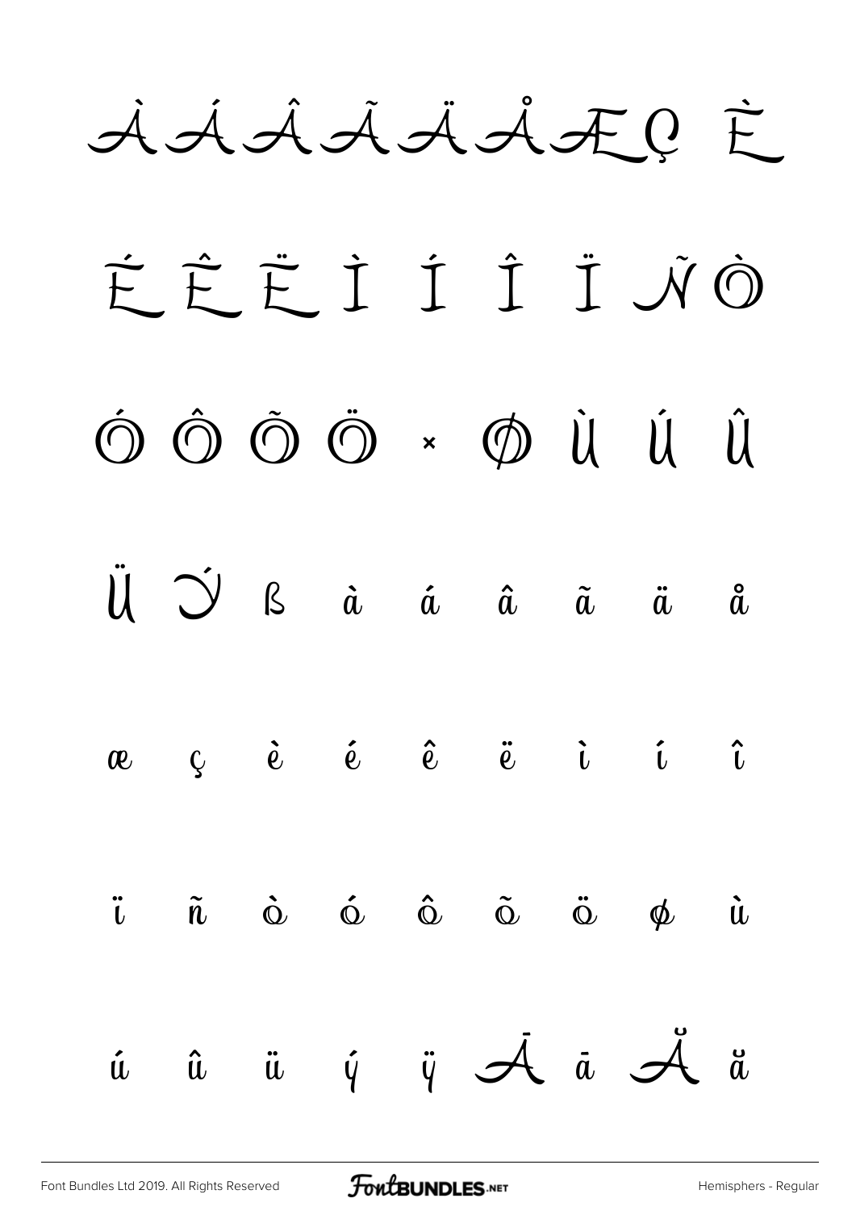À Á Â Ã Ä Å Æ Ç È

É Ê Ë Ì Í Î Ï Ñ Ò

Ó Ô Õ Ö × Ø Ù Ú Û

Ü Ý ß à á â ã ä å

æ ç è é ê ë ì í î

ï ñ ò ó ô õ ö ø ù

ú û ü ý ÿ Ā ā Ă ă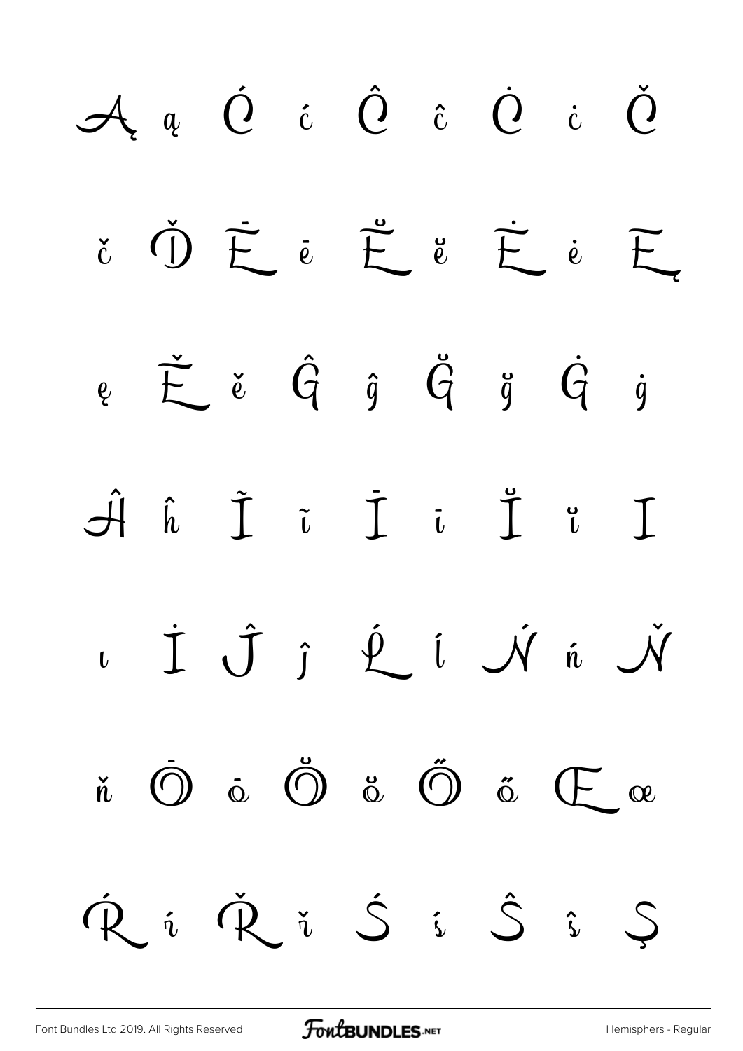Ą ą Ć ć Ĉ ĉ Ċ ċ Č

č Ď Ē ē Ĕ ĕ Ė ė Ę

ę Ě ě Ĝ ĝ Ğ ğ Ġ ġ

Ĥ ĥ Ĩ ĩ Ī ī Ĭ ĭ Į

ı İ Ĵ ĵ Ĺ ĺ Ń ń Ň

ň Ō ō Ŏ ŏ Ő ő Œ œ

Ŕ ŕ Ř ř Ś ś Ŝ ŝ Ş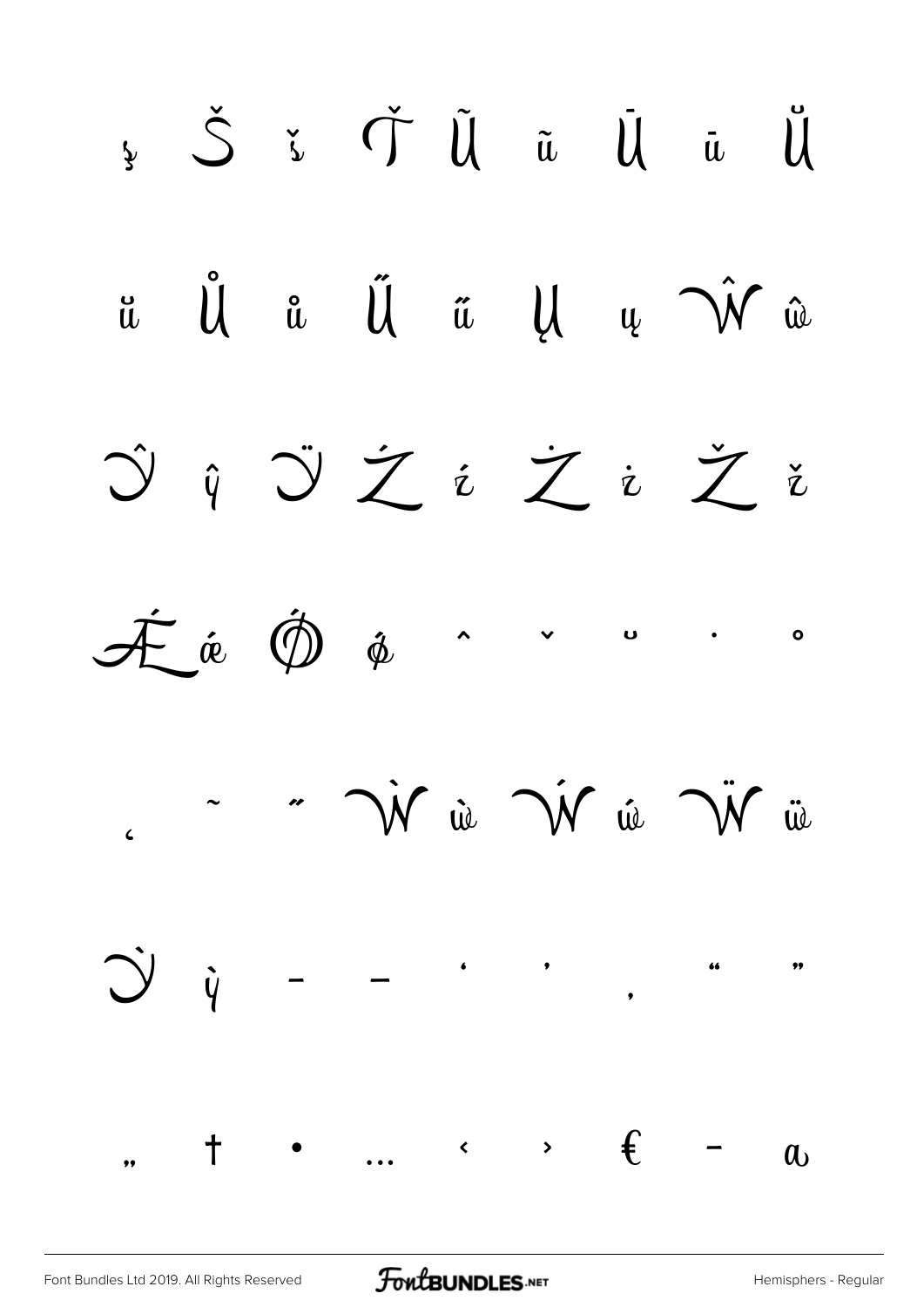ş Š š Ť Ũ ũ Ū ū Ŭ

ŭ Ů ů Ű ű Ų ų Ŵ ŵ

Ŷ ŷ Ÿ Ź ź Ż ż Ž ž

Ǽ ǽ Ǿ ǿ ˆ ˇ ˘ ˙ ˚

˛ ˜ ˝ Ẁ ẁ Ẃ ẃ Ẅ ẅ

Ỳ ỳ – — ‘ ’ ‚ “ ”

„ † • … ‹ › € − a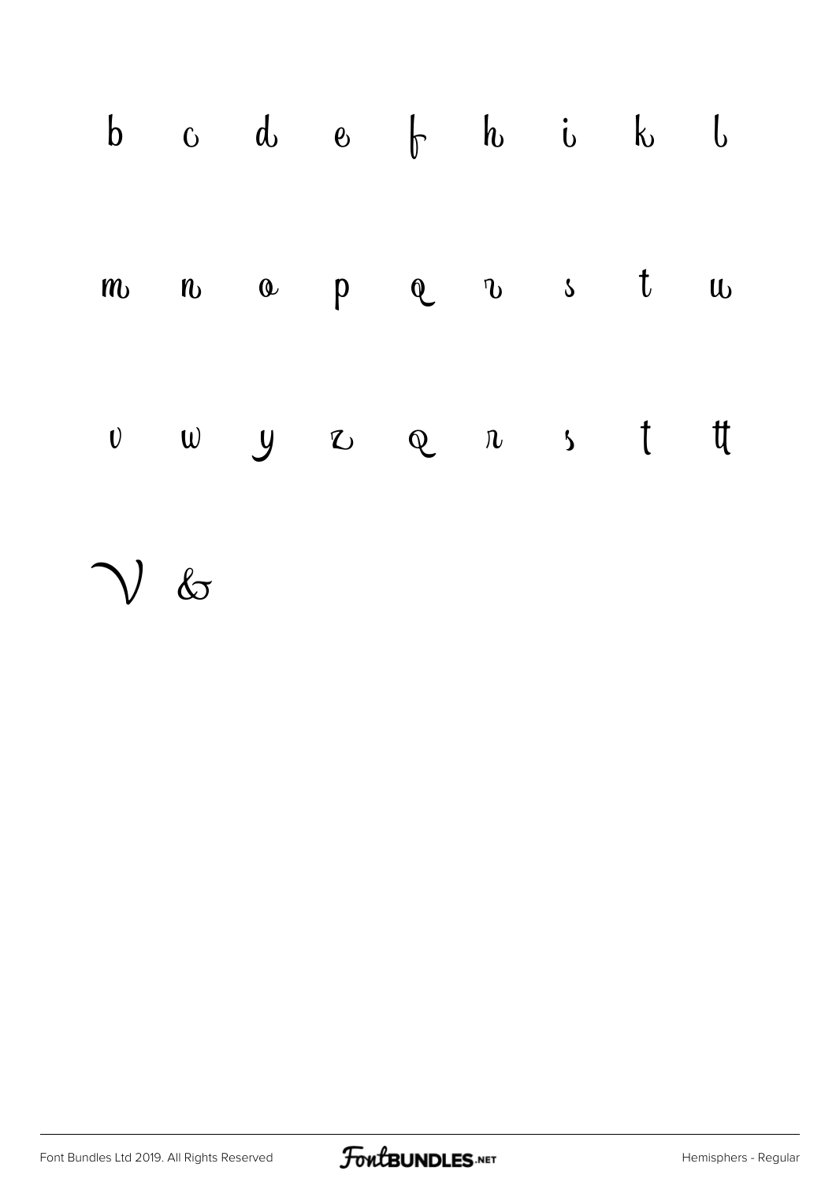b c d e f h i k l

m n o p q r s t u

v w y z q r s t tt

V &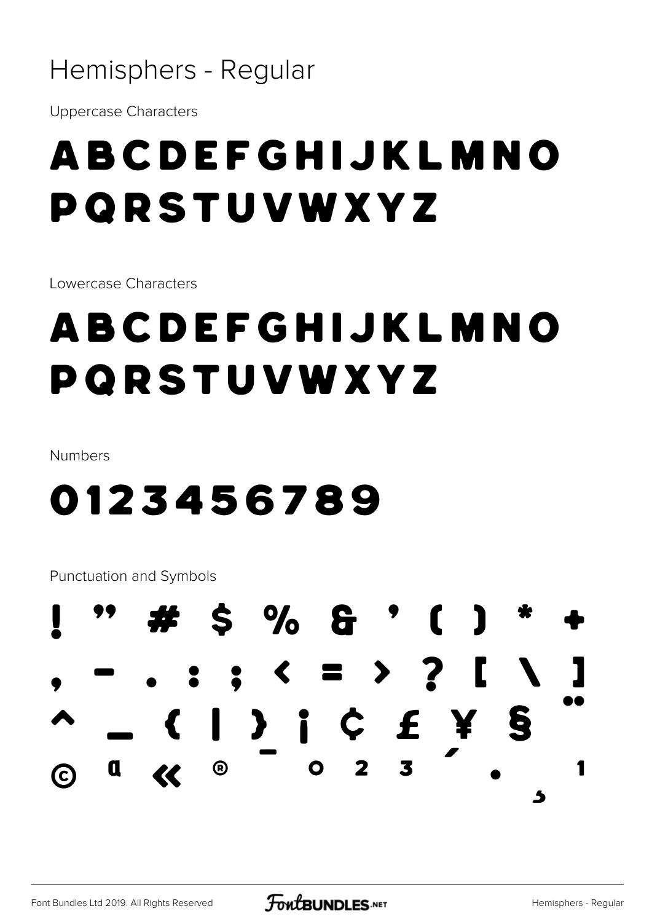# Hemisphers - Regular

Uppercase Characters

ABCDEFGHIJKLMNO
PQRSTUVWXYZ

Lowercase Characters

ABCDEFGHIJKLMNO
PQRSTUVWXYZ

Numbers

0123456789

Punctuation and Symbols

! " # $ % & ' ( ) * +
, - . : ; < = > ? [ \ ]
^ _ { | } ¡ ¢ £ ¥ § ¨
© ª « ® ¯ ° ² ³ ´ · ¸ ¹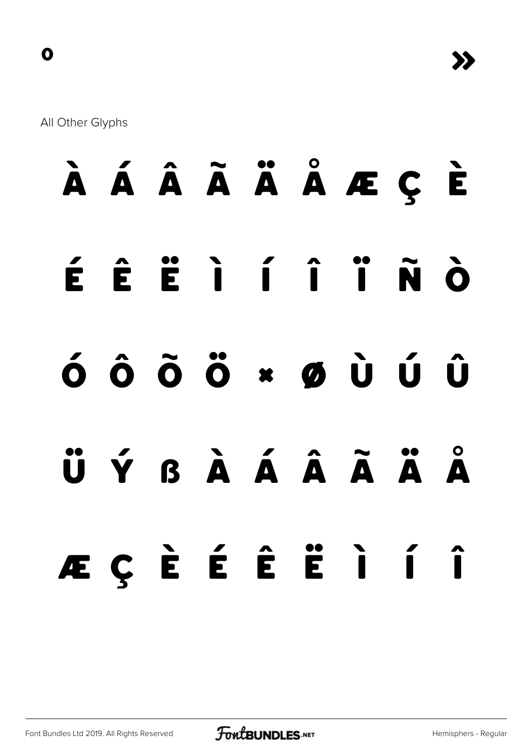o »

All Other Glyphs

À Á Â Ã Ä Å Æ Ç È

É Ê Ë Ì Í Î Ï Ñ Ò

Ó Ô Õ Ö × Ø Ù Ú Û

Ü Ý ß à á â ã ä å

æ ç è é ê ë ì í î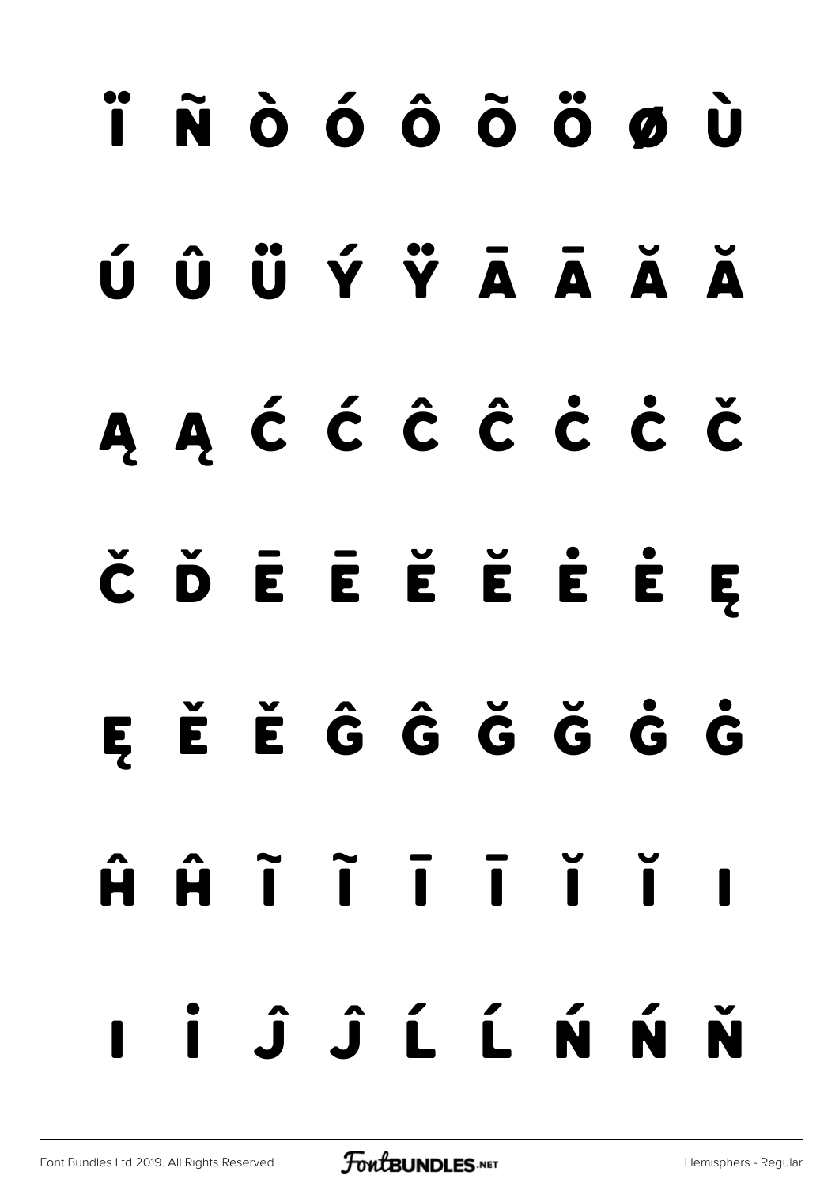Ï Ñ Ò Ó Ô Õ Ö Ø Ù

Ú Û Ü Ý Ÿ Ā Ā Ă Ă

Ą Ą Ć Ć Ĉ Ĉ Ċ Ċ Č

Č Ď Ē Ē Ĕ Ĕ Ė Ė Ę

Ę Ě Ě Ĝ Ĝ Ğ Ğ Ġ Ġ

Ĥ Ĥ Ĩ Ĩ Ī Ī Ĭ Ĭ I

I İ Ĵ Ĵ Ĺ Ĺ Ń Ń Ň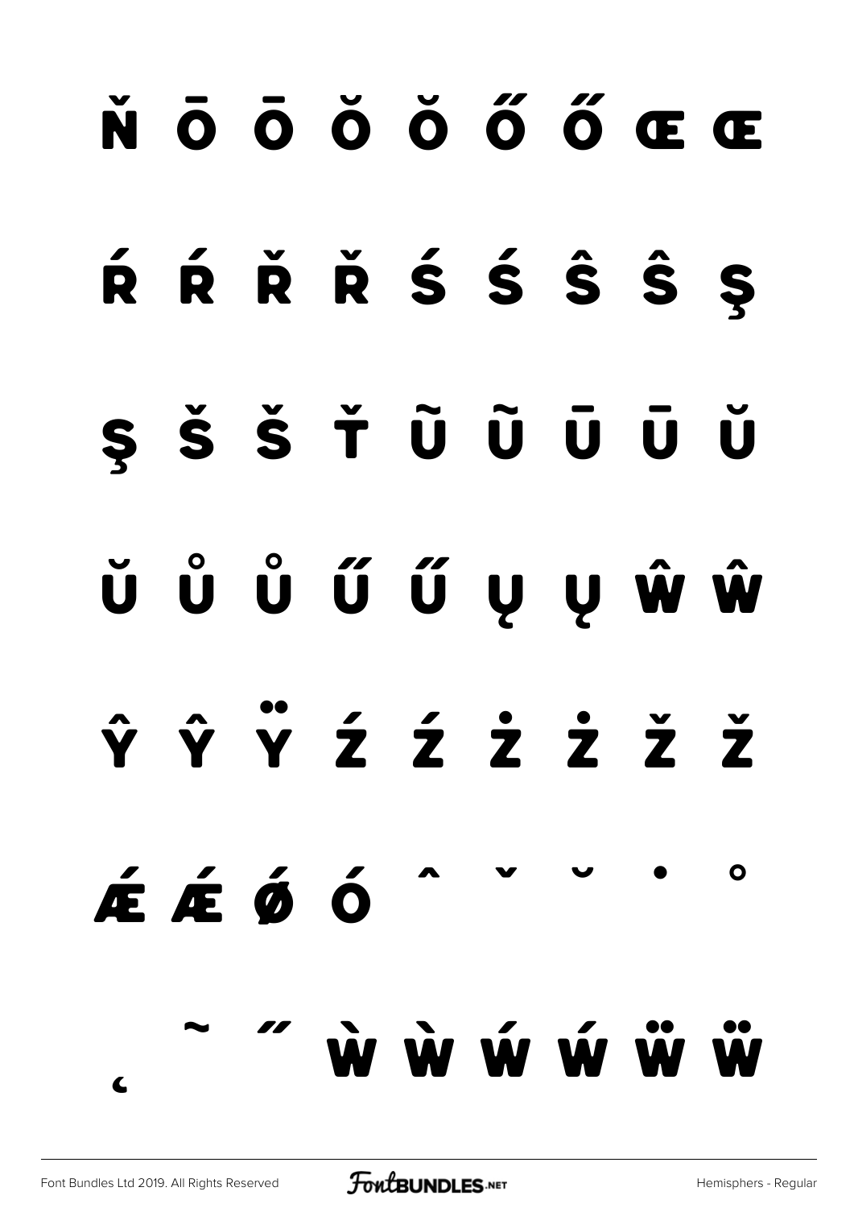Ň Ō Ō Ŏ Ŏ Ő Ő Œ Œ

Ŕ Ŕ Ř Ř Ś Ś Ŝ Ŝ Ş

Ş Š Š Ť Ũ Ũ Ū Ū Ŭ

Ŭ Ů Ů Ű Ű Ų Ų Ŵ Ŵ

Ŷ Ŷ Ÿ Ź Ź Ż Ż Ž Ž

Ǽ Ǽ Ǿ Ó ˆ ˇ ˘ ˙ ˚

˛ ˜ ˝ Ẁ Ẁ Ẃ Ẃ Ẅ Ẅ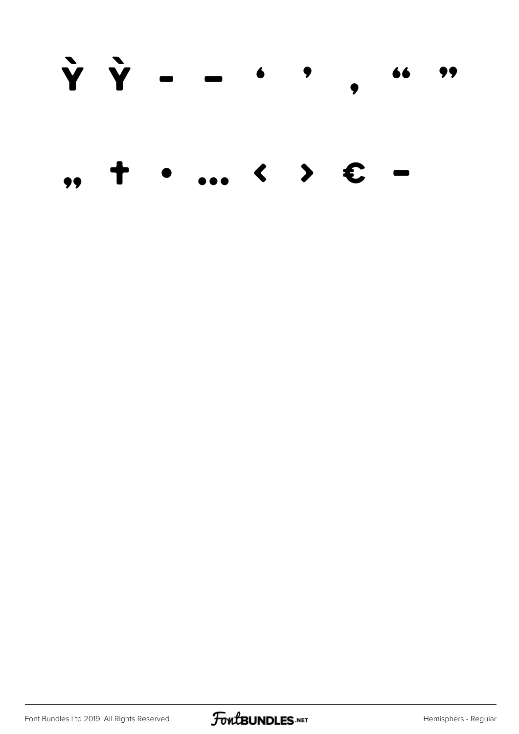Ỳ Ỳ – — ‘ ’ ‚ “ ”

„ † • … ‹ › € –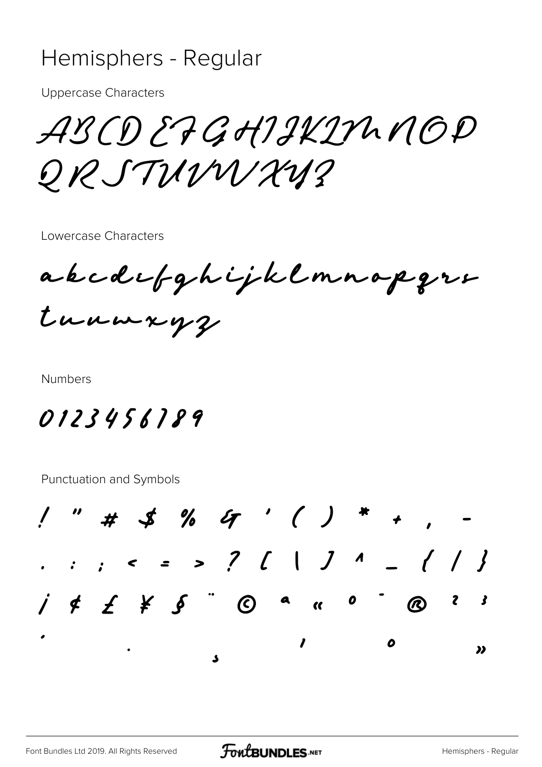# Hemisphers - Regular

Uppercase Characters

ABCDEFGHIJKLMNOP
QRSTUVWXYZ

Lowercase Characters

abcdefghijklmnopqrs
tuvwxyz

Numbers

0123456789

Punctuation and Symbols

! " # $ % & ' ( ) * + , -

. : ; < = > ? [ | ] ^ _ { / }

¡ ¢ £ ¥ § ¨ © ª « ° ¯ ® ² ³

· . ¸ ' º »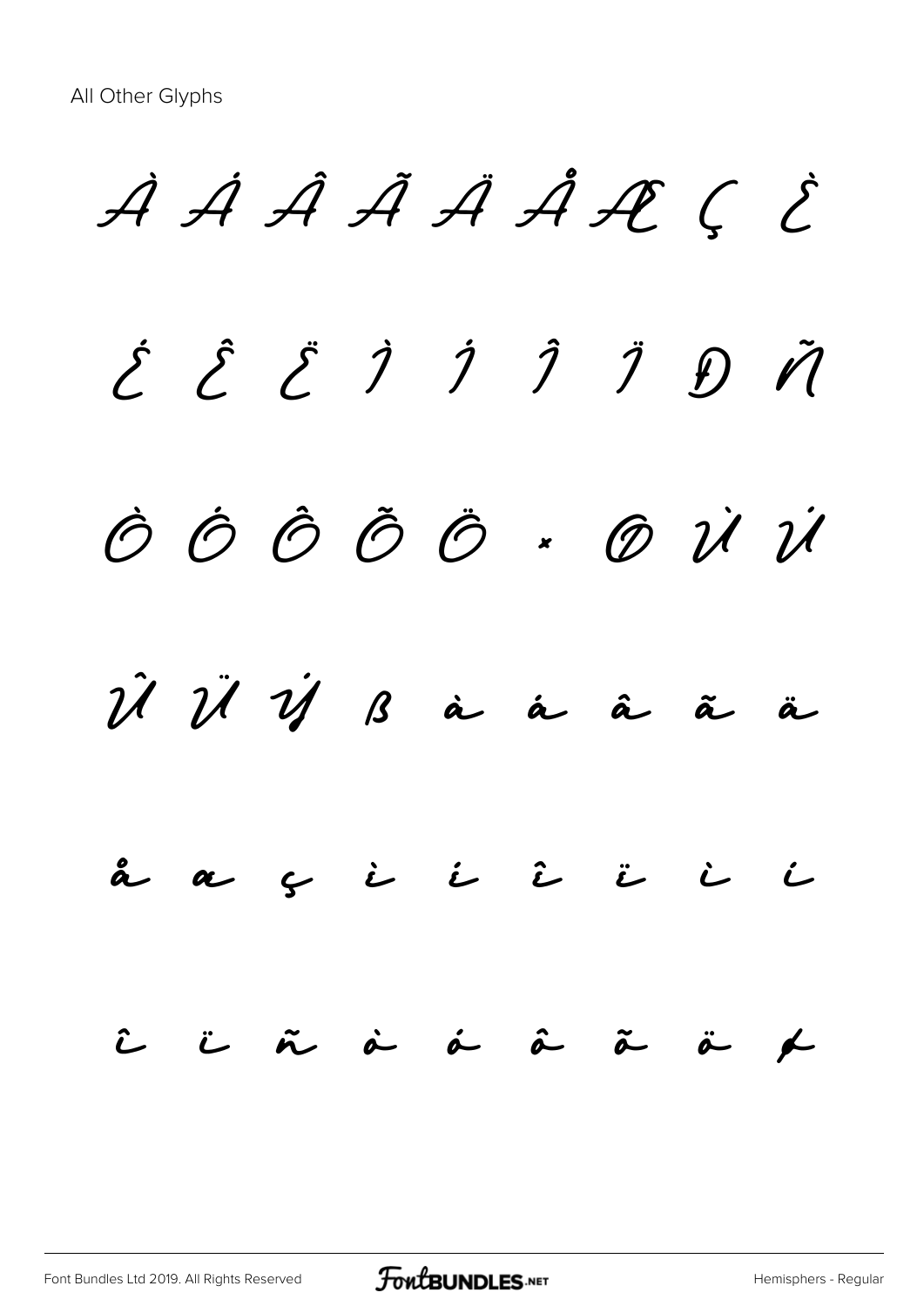All Other Glyphs

À Á Â Ã Ä Å Æ Ç È

É Ê Ë Ì Í Î Ï Ð Ñ

Ò Ó Ô Õ Ö × Ø Ù Ú

Û Ü Ý ß à á â ã ä

å æ ç è é ê ë ì í

î ï ñ ò ó ô õ ö ø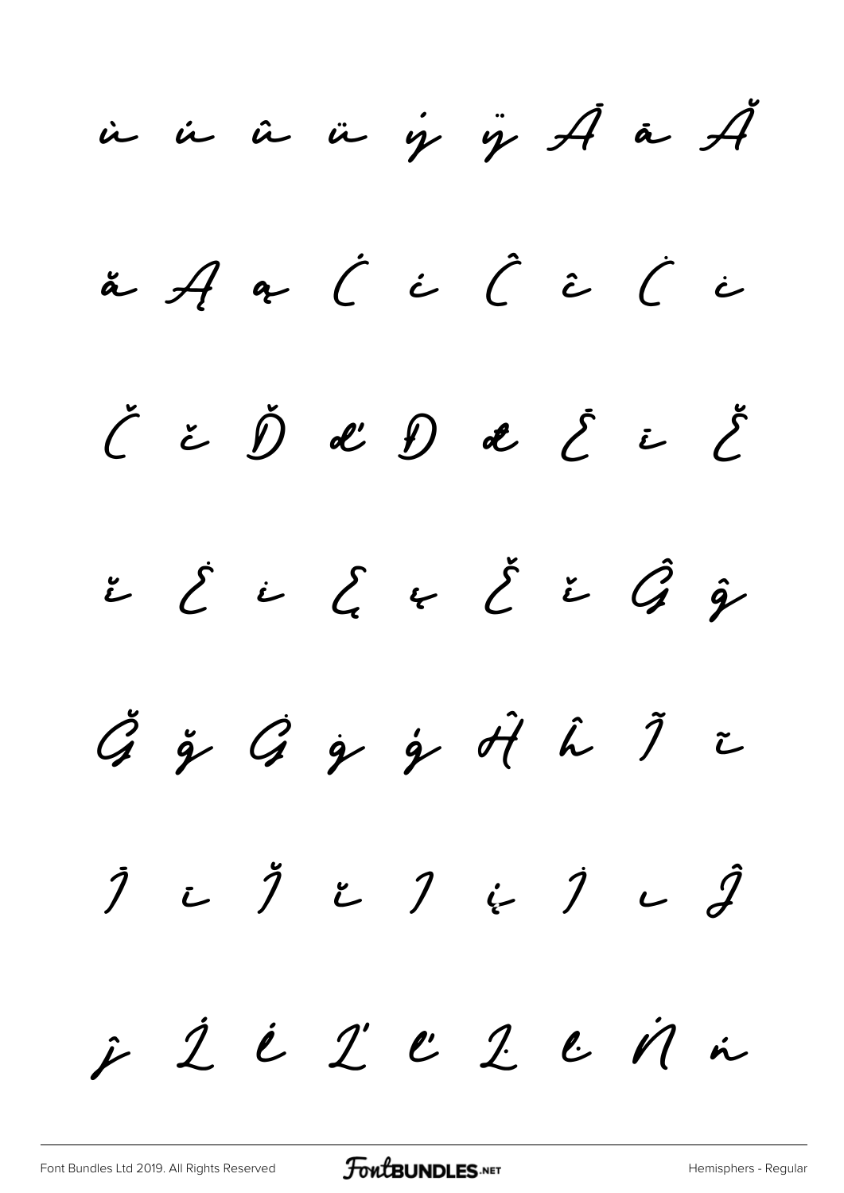ù ú û ü ý ÿ Ā ā Ă

ă Ą ą Ć ć Ĉ ĉ Ċ ċ

Č č Ď ď Đ đ Ē ē Ĕ

ĕ Ė ė Ę ę Ě ě Ĝ ĝ

Ğ ğ Ġ ġ ģ Ĥ ĥ Ĩ ĩ

Ī ī Ĭ ĭ Į į İ ı Ĵ

ĵ Ĺ ĺ Ľ ľ Ŀ ŀ Ń ń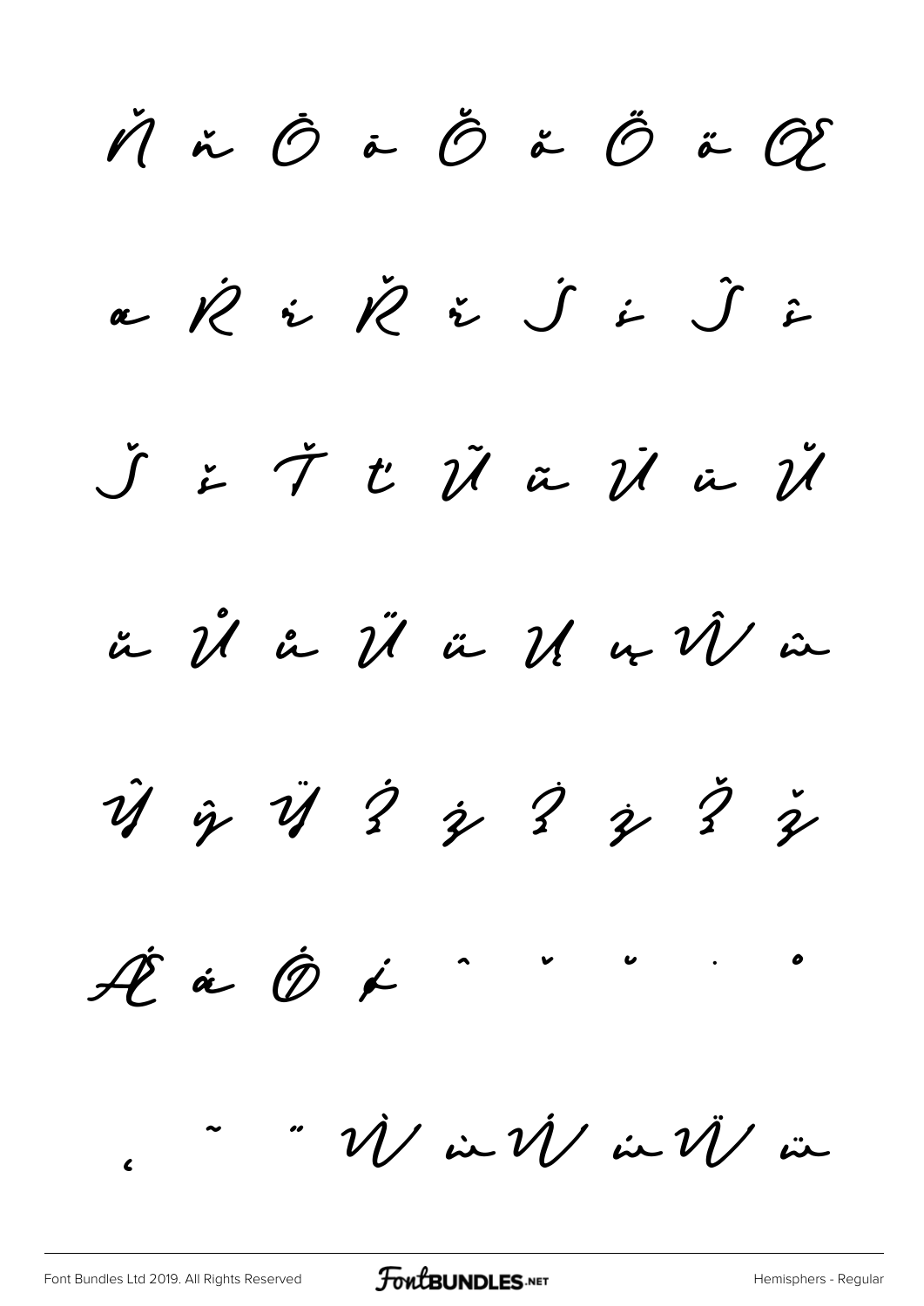Ň ň Ō ō Ŏ ŏ Ő ő Œ

œ Ŕ ŕ Ř ř Ś ś Ŝ ŝ

Š š Ť ť Ũ ũ Ū ū Ŭ

ŭ Ů ů Ű ű Ų ų Ŵ ŵ

Ŷ ŷ Ÿ Ź ź Ż ż Ž ž

Ǽ ǽ Ǿ ǿ ˆ ˇ ˘ ˙ ˚

˛ ˜ ˝ Ẁ ẁ Ẃ ẃ Ẅ ẅ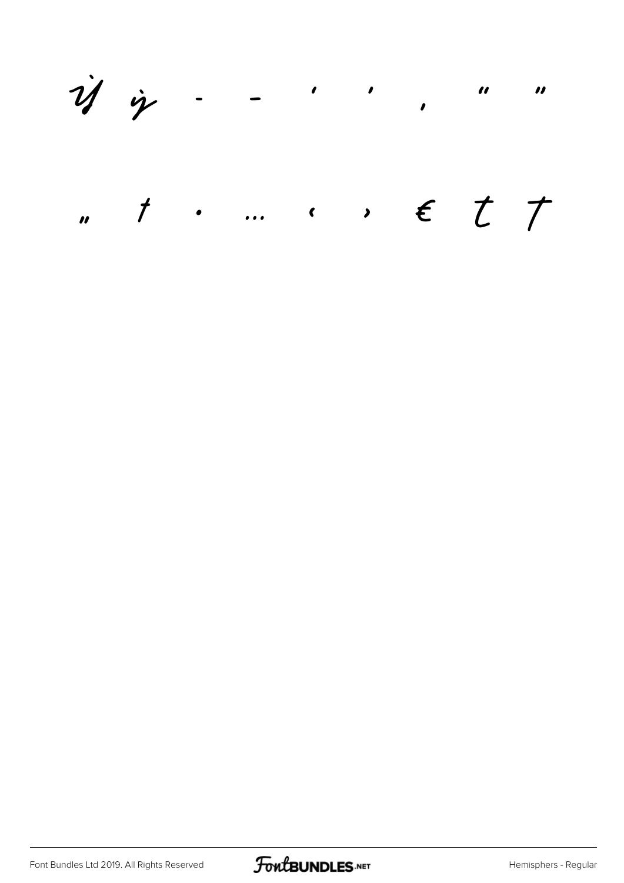ý ÿ - – ‘ ’ ‚ “ ”

„ † • … ‹ › € ţ ŧ